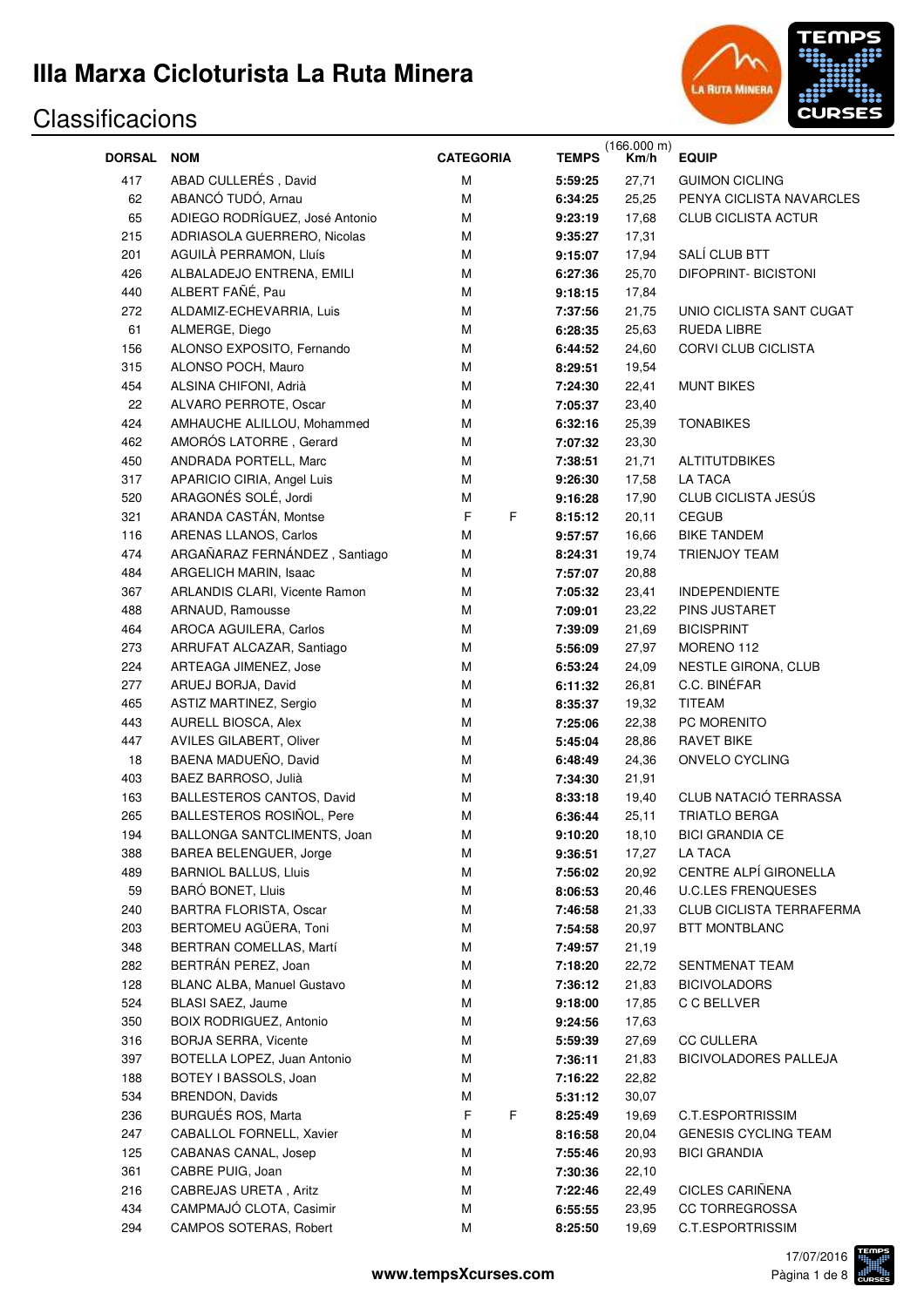# IIIa Marxa Cicloturista La Ruta Minera

## Classificacions

| DORSAL | NOM | CATEGORIA | | TEMPS | (166.000 m) Km/h | EQUIP |
|---|---|---|---|---|---|---|
| 417 | ABAD CULLERÉS , David | M | | **5:59:25** | 27,71 | GUIMON CICLING |
| 62 | ABANCÓ TUDÓ, Arnau | M | | **6:34:25** | 25,25 | PENYA CICLISTA NAVARCLES |
| 65 | ADIEGO RODRÍGUEZ, José Antonio | M | | **9:23:19** | 17,68 | CLUB CICLISTA ACTUR |
| 215 | ADRIASOLA GUERRERO, Nicolas | M | | **9:35:27** | 17,31 | |
| 201 | AGUILÀ PERRAMON, Lluís | M | | **9:15:07** | 17,94 | SALÍ CLUB BTT |
| 426 | ALBALADEJO ENTRENA, EMILI | M | | **6:27:36** | 25,70 | DIFOPRINT- BICISTONI |
| 440 | ALBERT FAÑÉ, Pau | M | | **9:18:15** | 17,84 | |
| 272 | ALDAMIZ-ECHEVARRIA, Luis | M | | **7:37:56** | 21,75 | UNIO CICLISTA SANT CUGAT |
| 61 | ALMERGE, Diego | M | | **6:28:35** | 25,63 | RUEDA LIBRE |
| 156 | ALONSO EXPOSITO, Fernando | M | | **6:44:52** | 24,60 | CORVI CLUB CICLISTA |
| 315 | ALONSO POCH, Mauro | M | | **8:29:51** | 19,54 | |
| 454 | ALSINA CHIFONI, Adrià | M | | **7:24:30** | 22,41 | MUNT BIKES |
| 22 | ALVARO PERROTE, Oscar | M | | **7:05:37** | 23,40 | |
| 424 | AMHAUCHE ALILLOU, Mohammed | M | | **6:32:16** | 25,39 | TONABIKES |
| 462 | AMORÓS LATORRE , Gerard | M | | **7:07:32** | 23,30 | |
| 450 | ANDRADA PORTELL, Marc | M | | **7:38:51** | 21,71 | ALTITUTDBIKES |
| 317 | APARICIO CIRIA, Angel Luis | M | | **9:26:30** | 17,58 | LA TACA |
| 520 | ARAGONÉS SOLÉ, Jordi | M | | **9:16:28** | 17,90 | CLUB CICLISTA JESÚS |
| 321 | ARANDA CASTÁN, Montse | F | F | **8:15:12** | 20,11 | CEGUB |
| 116 | ARENAS LLANOS, Carlos | M | | **9:57:57** | 16,66 | BIKE TANDEM |
| 474 | ARGAÑARAZ FERNÁNDEZ , Santiago | M | | **8:24:31** | 19,74 | TRIENJOY TEAM |
| 484 | ARGELICH MARIN, Isaac | M | | **7:57:07** | 20,88 | |
| 367 | ARLANDIS CLARI, Vicente Ramon | M | | **7:05:32** | 23,41 | INDEPENDIENTE |
| 488 | ARNAUD, Ramousse | M | | **7:09:01** | 23,22 | PINS JUSTARET |
| 464 | AROCA AGUILERA, Carlos | M | | **7:39:09** | 21,69 | BICISPRINT |
| 273 | ARRUFAT ALCAZAR, Santiago | M | | **5:56:09** | 27,97 | MORENO 112 |
| 224 | ARTEAGA JIMENEZ, Jose | M | | **6:53:24** | 24,09 | NESTLE GIRONA, CLUB |
| 277 | ARUEJ BORJA, David | M | | **6:11:32** | 26,81 | C.C. BINÉFAR |
| 465 | ASTIZ MARTINEZ, Sergio | M | | **8:35:37** | 19,32 | TITEAM |
| 443 | AURELL BIOSCA, Alex | M | | **7:25:06** | 22,38 | PC MORENITO |
| 447 | AVILES GILABERT, Oliver | M | | **5:45:04** | 28,86 | RAVET BIKE |
| 18 | BAENA MADUEÑO, David | M | | **6:48:49** | 24,36 | ONVELO CYCLING |
| 403 | BAEZ BARROSO, Julià | M | | **7:34:30** | 21,91 | |
| 163 | BALLESTEROS CANTOS, David | M | | **8:33:18** | 19,40 | CLUB NATACIÓ TERRASSA |
| 265 | BALLESTEROS ROSIÑOL, Pere | M | | **6:36:44** | 25,11 | TRIATLO BERGA |
| 194 | BALLONGA SANTCLIMENTS, Joan | M | | **9:10:20** | 18,10 | BICI GRANDIA CE |
| 388 | BAREA BELENGUER, Jorge | M | | **9:36:51** | 17,27 | LA TACA |
| 489 | BARNIOL BALLUS, Lluis | M | | **7:56:02** | 20,92 | CENTRE ALPÍ GIRONELLA |
| 59 | BARÓ BONET, Lluis | M | | **8:06:53** | 20,46 | U.C.LES FRENQUESES |
| 240 | BARTRA FLORISTA, Oscar | M | | **7:46:58** | 21,33 | CLUB CICLISTA TERRAFERMA |
| 203 | BERTOMEU AGÜERA, Toni | M | | **7:54:58** | 20,97 | BTT MONTBLANC |
| 348 | BERTRAN COMELLAS, Martí | M | | **7:49:57** | 21,19 | |
| 282 | BERTRÁN PEREZ, Joan | M | | **7:18:20** | 22,72 | SENTMENAT TEAM |
| 128 | BLANC ALBA, Manuel Gustavo | M | | **7:36:12** | 21,83 | BICIVOLADORS |
| 524 | BLASI SAEZ, Jaume | M | | **9:18:00** | 17,85 | C C BELLVER |
| 350 | BOIX RODRIGUEZ, Antonio | M | | **9:24:56** | 17,63 | |
| 316 | BORJA SERRA, Vicente | M | | **5:59:39** | 27,69 | CC CULLERA |
| 397 | BOTELLA LOPEZ, Juan Antonio | M | | **7:36:11** | 21,83 | BICIVOLADORES PALLEJA |
| 188 | BOTEY I BASSOLS, Joan | M | | **7:16:22** | 22,82 | |
| 534 | BRENDON, Davids | M | | **5:31:12** | 30,07 | |
| 236 | BURGUÉS ROS, Marta | F | F | **8:25:49** | 19,69 | C.T.ESPORTRISSIM |
| 247 | CABALLOL FORNELL, Xavier | M | | **8:16:58** | 20,04 | GENESIS CYCLING TEAM |
| 125 | CABANAS CANAL, Josep | M | | **7:55:46** | 20,93 | BICI GRANDIA |
| 361 | CABRE PUIG, Joan | M | | **7:30:36** | 22,10 | |
| 216 | CABREJAS URETA , Aritz | M | | **7:22:46** | 22,49 | CICLES CARIÑENA |
| 434 | CAMPMAJÓ CLOTA, Casimir | M | | **6:55:55** | 23,95 | CC TORREGROSSA |
| 294 | CAMPOS SOTERAS, Robert | M | | **8:25:50** | 19,69 | C.T.ESPORTRISSIM |

**www.tempsXcurses.com**

17/07/2016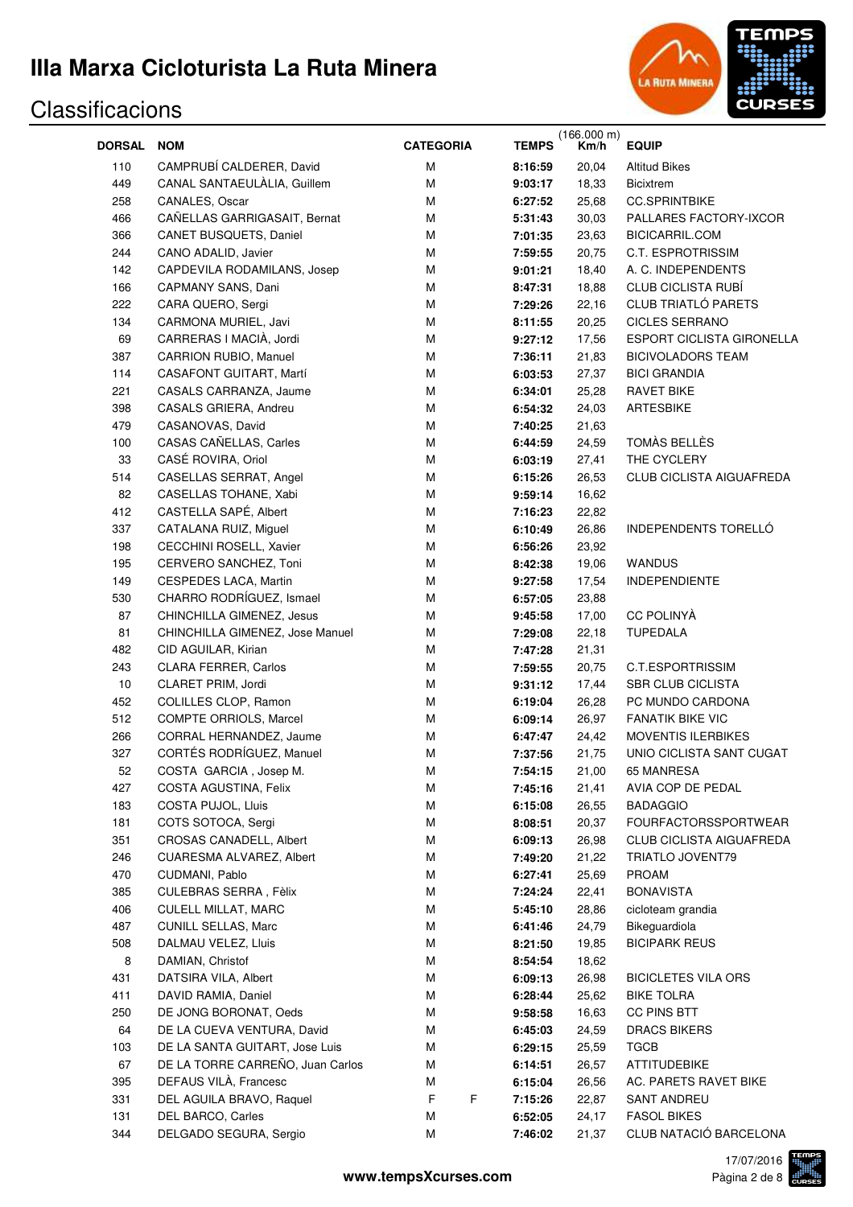# IIIa Marxa Cicloturista La Ruta Minera

## Classificacions

| DORSAL | NOM | CATEGORIA | | TEMPS | (166.000 m) Km/h | EQUIP |
|---|---|---|---|---|---|---|
| 110 | CAMPRUBÍ CALDERER, David | M | | **8:16:59** | 20,04 | Altitud Bikes |
| 449 | CANAL SANTAEULÀLIA, Guillem | M | | **9:03:17** | 18,33 | Bicixtrem |
| 258 | CANALES, Oscar | M | | **6:27:52** | 25,68 | CC.SPRINTBIKE |
| 466 | CAÑELLAS GARRIGASAIT, Bernat | M | | **5:31:43** | 30,03 | PALLARES FACTORY-IXCOR |
| 366 | CANET BUSQUETS, Daniel | M | | **7:01:35** | 23,63 | BICICARRIL.COM |
| 244 | CANO ADALID, Javier | M | | **7:59:55** | 20,75 | C.T. ESPROTRISSIM |
| 142 | CAPDEVILA RODAMILANS, Josep | M | | **9:01:21** | 18,40 | A. C. INDEPENDENTS |
| 166 | CAPMANY SANS, Dani | M | | **8:47:31** | 18,88 | CLUB CICLISTA RUBÍ |
| 222 | CARA QUERO, Sergi | M | | **7:29:26** | 22,16 | CLUB TRIATLÓ PARETS |
| 134 | CARMONA MURIEL, Javi | M | | **8:11:55** | 20,25 | CICLES SERRANO |
| 69 | CARRERAS I MACIÀ, Jordi | M | | **9:27:12** | 17,56 | ESPORT CICLISTA GIRONELLA |
| 387 | CARRION RUBIO, Manuel | M | | **7:36:11** | 21,83 | BICIVOLADORS TEAM |
| 114 | CASAFONT GUITART, Martí | M | | **6:03:53** | 27,37 | BICI GRANDIA |
| 221 | CASALS CARRANZA, Jaume | M | | **6:34:01** | 25,28 | RAVET BIKE |
| 398 | CASALS GRIERA, Andreu | M | | **6:54:32** | 24,03 | ARTESBIKE |
| 479 | CASANOVAS, David | M | | **7:40:25** | 21,63 | |
| 100 | CASAS CAÑELLAS, Carles | M | | **6:44:59** | 24,59 | TOMÀS BELLÈS |
| 33 | CASÉ ROVIRA, Oriol | M | | **6:03:19** | 27,41 | THE CYCLERY |
| 514 | CASELLAS SERRAT, Angel | M | | **6:15:26** | 26,53 | CLUB CICLISTA AIGUAFREDA |
| 82 | CASELLAS TOHANE, Xabi | M | | **9:59:14** | 16,62 | |
| 412 | CASTELLA SAPÉ, Albert | M | | **7:16:23** | 22,82 | |
| 337 | CATALANA RUIZ, Miguel | M | | **6:10:49** | 26,86 | INDEPENDENTS TORELLÓ |
| 198 | CECCHINI ROSELL, Xavier | M | | **6:56:26** | 23,92 | |
| 195 | CERVERO SANCHEZ, Toni | M | | **8:42:38** | 19,06 | WANDUS |
| 149 | CESPEDES LACA, Martin | M | | **9:27:58** | 17,54 | INDEPENDIENTE |
| 530 | CHARRO RODRÍGUEZ, Ismael | M | | **6:57:05** | 23,88 | |
| 87 | CHINCHILLA GIMENEZ, Jesus | M | | **9:45:58** | 17,00 | CC POLINYÀ |
| 81 | CHINCHILLA GIMENEZ, Jose Manuel | M | | **7:29:08** | 22,18 | TUPEDALA |
| 482 | CID AGUILAR, Kirian | M | | **7:47:28** | 21,31 | |
| 243 | CLARA FERRER, Carlos | M | | **7:59:55** | 20,75 | C.T.ESPORTRISSIM |
| 10 | CLARET PRIM, Jordi | M | | **9:31:12** | 17,44 | SBR CLUB CICLISTA |
| 452 | COLILLES CLOP, Ramon | M | | **6:19:04** | 26,28 | PC MUNDO CARDONA |
| 512 | COMPTE ORRIOLS, Marcel | M | | **6:09:14** | 26,97 | FANATIK BIKE VIC |
| 266 | CORRAL HERNANDEZ, Jaume | M | | **6:47:47** | 24,42 | MOVENTIS ILERBIKES |
| 327 | CORTÉS RODRÍGUEZ, Manuel | M | | **7:37:56** | 21,75 | UNIO CICLISTA SANT CUGAT |
| 52 | COSTA GARCIA , Josep M. | M | | **7:54:15** | 21,00 | 65 MANRESA |
| 427 | COSTA AGUSTINA, Felix | M | | **7:45:16** | 21,41 | AVIA COP DE PEDAL |
| 183 | COSTA PUJOL, Lluis | M | | **6:15:08** | 26,55 | BADAGGIO |
| 181 | COTS SOTOCA, Sergi | M | | **8:08:51** | 20,37 | FOURFACTORSSPORTWEAR |
| 351 | CROSAS CANADELL, Albert | M | | **6:09:13** | 26,98 | CLUB CICLISTA AIGUAFREDA |
| 246 | CUARESMA ALVAREZ, Albert | M | | **7:49:20** | 21,22 | TRIATLO JOVENT79 |
| 470 | CUDMANI, Pablo | M | | **6:27:41** | 25,69 | PROAM |
| 385 | CULEBRAS SERRA , Fèlix | M | | **7:24:24** | 22,41 | BONAVISTA |
| 406 | CULELL MILLAT, MARC | M | | **5:45:10** | 28,86 | cicloteam grandia |
| 487 | CUNILL SELLAS, Marc | M | | **6:41:46** | 24,79 | Bikeguardiola |
| 508 | DALMAU VELEZ, Lluis | M | | **8:21:50** | 19,85 | BICIPARK REUS |
| 8 | DAMIAN, Christof | M | | **8:54:54** | 18,62 | |
| 431 | DATSIRA VILA, Albert | M | | **6:09:13** | 26,98 | BICICLETES VILA ORS |
| 411 | DAVID RAMIA, Daniel | M | | **6:28:44** | 25,62 | BIKE TOLRA |
| 250 | DE JONG BORONAT, Oeds | M | | **9:58:58** | 16,63 | CC PINS BTT |
| 64 | DE LA CUEVA VENTURA, David | M | | **6:45:03** | 24,59 | DRACS BIKERS |
| 103 | DE LA SANTA GUITART, Jose Luis | M | | **6:29:15** | 25,59 | TGCB |
| 67 | DE LA TORRE CARREÑO, Juan Carlos | M | | **6:14:51** | 26,57 | ATTITUDEBIKE |
| 395 | DEFAUS VILÀ, Francesc | M | | **6:15:04** | 26,56 | AC. PARETS RAVET BIKE |
| 331 | DEL AGUILA BRAVO, Raquel | F | F | **7:15:26** | 22,87 | SANT ANDREU |
| 131 | DEL BARCO, Carles | M | | **6:52:05** | 24,17 | FASOL BIKES |
| 344 | DELGADO SEGURA, Sergio | M | | **7:46:02** | 21,37 | CLUB NATACIÓ BARCELONA |

www.tempsXcurses.com

17/07/2016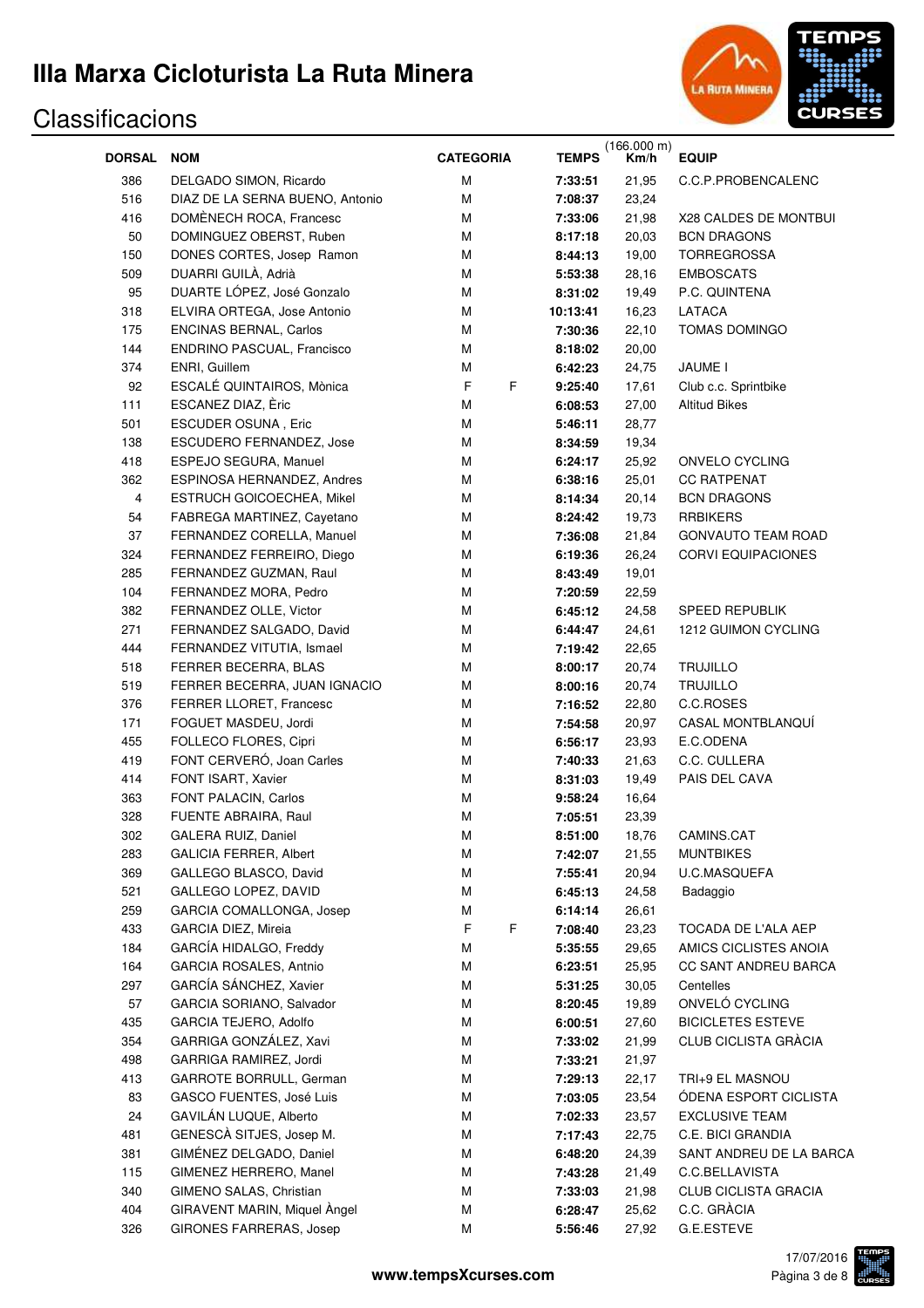# IIIa Marxa Cicloturista La Ruta Minera

## Classificacions

| DORSAL | NOM | CATEGORIA | | TEMPS | (166.000 m) Km/h | EQUIP |
|---|---|---|---|---|---|---|
| 386 | DELGADO SIMON, Ricardo | M | | **7:33:51** | 21,95 | C.C.P.PROBENCALENC |
| 516 | DIAZ DE LA SERNA BUENO, Antonio | M | | **7:08:37** | 23,24 | |
| 416 | DOMÈNECH ROCA, Francesc | M | | **7:33:06** | 21,98 | X28 CALDES DE MONTBUI |
| 50 | DOMINGUEZ OBERST, Ruben | M | | **8:17:18** | 20,03 | BCN DRAGONS |
| 150 | DONES CORTES, Josep Ramon | M | | **8:44:13** | 19,00 | TORREGROSSA |
| 509 | DUARRI GUILÀ, Adrià | M | | **5:53:38** | 28,16 | EMBOSCATS |
| 95 | DUARTE LÓPEZ, José Gonzalo | M | | **8:31:02** | 19,49 | P.C. QUINTENA |
| 318 | ELVIRA ORTEGA, Jose Antonio | M | | **10:13:41** | 16,23 | LATACA |
| 175 | ENCINAS BERNAL, Carlos | M | | **7:30:36** | 22,10 | TOMAS DOMINGO |
| 144 | ENDRINO PASCUAL, Francisco | M | | **8:18:02** | 20,00 | |
| 374 | ENRI, Guillem | M | | **6:42:23** | 24,75 | JAUME I |
| 92 | ESCALÉ QUINTAIROS, Mònica | F | F | **9:25:40** | 17,61 | Club c.c. Sprintbike |
| 111 | ESCANEZ DIAZ, Èric | M | | **6:08:53** | 27,00 | Altitud Bikes |
| 501 | ESCUDER OSUNA , Eric | M | | **5:46:11** | 28,77 | |
| 138 | ESCUDERO FERNANDEZ, Jose | M | | **8:34:59** | 19,34 | |
| 418 | ESPEJO SEGURA, Manuel | M | | **6:24:17** | 25,92 | ONVELO CYCLING |
| 362 | ESPINOSA HERNANDEZ, Andres | M | | **6:38:16** | 25,01 | CC RATPENAT |
| 4 | ESTRUCH GOICOECHEA, Mikel | M | | **8:14:34** | 20,14 | BCN DRAGONS |
| 54 | FABREGA MARTINEZ, Cayetano | M | | **8:24:42** | 19,73 | RRBIKERS |
| 37 | FERNANDEZ CORELLA, Manuel | M | | **7:36:08** | 21,84 | GONVAUTO TEAM ROAD |
| 324 | FERNANDEZ FERREIRO, Diego | M | | **6:19:36** | 26,24 | CORVI EQUIPACIONES |
| 285 | FERNANDEZ GUZMAN, Raul | M | | **8:43:49** | 19,01 | |
| 104 | FERNANDEZ MORA, Pedro | M | | **7:20:59** | 22,59 | |
| 382 | FERNANDEZ OLLE, Victor | M | | **6:45:12** | 24,58 | SPEED REPUBLIK |
| 271 | FERNANDEZ SALGADO, David | M | | **6:44:47** | 24,61 | 1212 GUIMON CYCLING |
| 444 | FERNANDEZ VITUTIA, Ismael | M | | **7:19:42** | 22,65 | |
| 518 | FERRER BECERRA, BLAS | M | | **8:00:17** | 20,74 | TRUJILLO |
| 519 | FERRER BECERRA, JUAN IGNACIO | M | | **8:00:16** | 20,74 | TRUJILLO |
| 376 | FERRER LLORET, Francesc | M | | **7:16:52** | 22,80 | C.C.ROSES |
| 171 | FOGUET MASDEU, Jordi | M | | **7:54:58** | 20,97 | CASAL MONTBLANQUÍ |
| 455 | FOLLECO FLORES, Cipri | M | | **6:56:17** | 23,93 | E.C.ODENA |
| 419 | FONT CERVERÓ, Joan Carles | M | | **7:40:33** | 21,63 | C.C. CULLERA |
| 414 | FONT ISART, Xavier | M | | **8:31:03** | 19,49 | PAIS DEL CAVA |
| 363 | FONT PALACIN, Carlos | M | | **9:58:24** | 16,64 | |
| 328 | FUENTE ABRAIRA, Raul | M | | **7:05:51** | 23,39 | |
| 302 | GALERA RUIZ, Daniel | M | | **8:51:00** | 18,76 | CAMINS.CAT |
| 283 | GALICIA FERRER, Albert | M | | **7:42:07** | 21,55 | MUNTBIKES |
| 369 | GALLEGO BLASCO, David | M | | **7:55:41** | 20,94 | U.C.MASQUEFA |
| 521 | GALLEGO LOPEZ, DAVID | M | | **6:45:13** | 24,58 | Badaggio |
| 259 | GARCIA COMALLONGA, Josep | M | | **6:14:14** | 26,61 | |
| 433 | GARCIA DIEZ, Mireia | F | F | **7:08:40** | 23,23 | TOCADA DE L'ALA AEP |
| 184 | GARCÍA HIDALGO, Freddy | M | | **5:35:55** | 29,65 | AMICS CICLISTES ANOIA |
| 164 | GARCIA ROSALES, Antnio | M | | **6:23:51** | 25,95 | CC SANT ANDREU BARCA |
| 297 | GARCÍA SÁNCHEZ, Xavier | M | | **5:31:25** | 30,05 | Centelles |
| 57 | GARCIA SORIANO, Salvador | M | | **8:20:45** | 19,89 | ONVELÓ CYCLING |
| 435 | GARCIA TEJERO, Adolfo | M | | **6:00:51** | 27,60 | BICICLETES ESTEVE |
| 354 | GARRIGA GONZÁLEZ, Xavi | M | | **7:33:02** | 21,99 | CLUB CICLISTA GRÀCIA |
| 498 | GARRIGA RAMIREZ, Jordi | M | | **7:33:21** | 21,97 | |
| 413 | GARROTE BORRULL, German | M | | **7:29:13** | 22,17 | TRI+9 EL MASNOU |
| 83 | GASCO FUENTES, José Luis | M | | **7:03:05** | 23,54 | ÓDENA ESPORT CICLISTA |
| 24 | GAVILÁN LUQUE, Alberto | M | | **7:02:33** | 23,57 | EXCLUSIVE TEAM |
| 481 | GENESCÀ SITJES, Josep M. | M | | **7:17:43** | 22,75 | C.E. BICI GRANDIA |
| 381 | GIMÉNEZ DELGADO, Daniel | M | | **6:48:20** | 24,39 | SANT ANDREU DE LA BARCA |
| 115 | GIMENEZ HERRERO, Manel | M | | **7:43:28** | 21,49 | C.C.BELLAVISTA |
| 340 | GIMENO SALAS, Christian | M | | **7:33:03** | 21,98 | CLUB CICLISTA GRACIA |
| 404 | GIRAVENT MARIN, Miquel Àngel | M | | **6:28:47** | 25,62 | C.C. GRÀCIA |
| 326 | GIRONES FARRERAS, Josep | M | | **5:56:46** | 27,92 | G.E.ESTEVE |

**www.tempsXcurses.com**

17/07/2016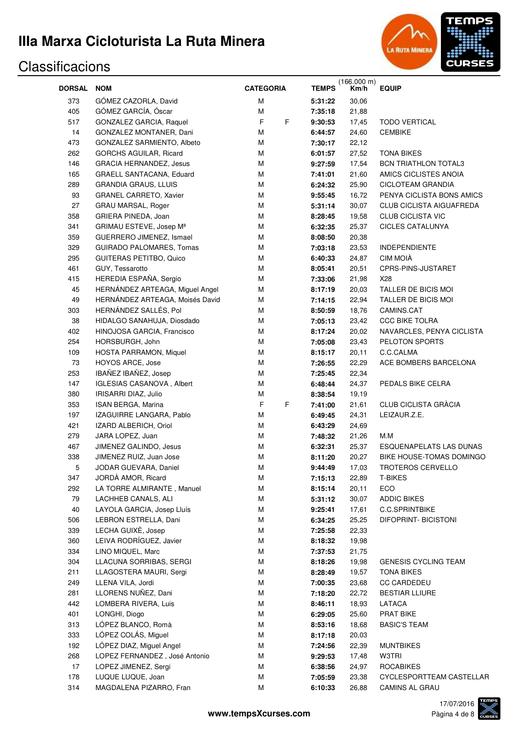# IIIa Marxa Cicloturista La Ruta Minera

## Classificacions

| DORSAL | NOM | CATEGORIA | | TEMPS | (166.000 m) Km/h | EQUIP |
|---|---|---|---|---|---|---|
| 373 | GÓMEZ CAZORLA, David | M | | **5:31:22** | 30,06 | |
| 405 | GÓMEZ GARCÍA, Óscar | M | | **7:35:18** | 21,88 | |
| 517 | GONZALEZ GARCIA, Raquel | F | F | **9:30:53** | 17,45 | TODO VERTICAL |
| 14 | GONZALEZ MONTANER, Dani | M | | **6:44:57** | 24,60 | CEMBIKE |
| 473 | GONZALEZ SARMIENTO, Albeto | M | | **7:30:17** | 22,12 | |
| 262 | GORCHS AGUILAR, Ricard | M | | **6:01:57** | 27,52 | TONA BIKES |
| 146 | GRACIA HERNANDEZ, Jesus | M | | **9:27:59** | 17,54 | BCN TRIATHLON TOTAL3 |
| 165 | GRAELL SANTACANA, Eduard | M | | **7:41:01** | 21,60 | AMICS CICLISTES ANOIA |
| 289 | GRANDIA GRAUS, LLUIS | M | | **6:24:32** | 25,90 | CICLOTEAM GRANDIA |
| 93 | GRANEL CARRETO, Xavier | M | | **9:55:45** | 16,72 | PENYA CICLISTA BONS AMICS |
| 27 | GRAU MARSAL, Roger | M | | **5:31:14** | 30,07 | CLUB CICLISTA AIGUAFREDA |
| 358 | GRIERA PINEDA, Joan | M | | **8:28:45** | 19,58 | CLUB CICLISTA VIC |
| 341 | GRIMAU ESTEVE, Josep Mª | M | | **6:32:35** | 25,37 | CICLES CATALUNYA |
| 359 | GUERRERO JIMENEZ, Ismael | M | | **8:08:50** | 20,38 | |
| 329 | GUIRADO PALOMARES, Tomas | M | | **7:03:18** | 23,53 | INDEPENDIENTE |
| 295 | GUITERAS PETITBO, Quico | M | | **6:40:33** | 24,87 | CIM MOIÀ |
| 461 | GUY, Tessarotto | M | | **8:05:41** | 20,51 | CPRS-PINS-JUSTARET |
| 415 | HEREDIA ESPAÑA, Sergio | M | | **7:33:06** | 21,98 | X28 |
| 45 | HERNÁNDEZ ARTEAGA, Miguel Angel | M | | **8:17:19** | 20,03 | TALLER DE BICIS MOI |
| 49 | HERNÁNDEZ ARTEAGA, Moisés David | M | | **7:14:15** | 22,94 | TALLER DE BICIS MOI |
| 303 | HERNÁNDEZ SALLÉS, Pol | M | | **8:50:59** | 18,76 | CAMINS.CAT |
| 38 | HIDALGO SANAHUJA, Diosdado | M | | **7:05:13** | 23,42 | CCC BIKE TOLRA |
| 402 | HINOJOSA GARCIA, Francisco | M | | **8:17:24** | 20,02 | NAVARCLES, PENYA CICLISTA |
| 254 | HORSBURGH, John | M | | **7:05:08** | 23,43 | PELOTON SPORTS |
| 109 | HOSTA PARRAMON, Miquel | M | | **8:15:17** | 20,11 | C.C.CALMA |
| 73 | HOYOS ARCE, Jose | M | | **7:26:55** | 22,29 | ACE BOMBERS BARCELONA |
| 253 | IBAÑEZ IBAÑEZ, Josep | M | | **7:25:45** | 22,34 | |
| 147 | IGLESIAS CASANOVA , Albert | M | | **6:48:44** | 24,37 | PEDALS BIKE CELRA |
| 380 | IRISARRI DIAZ, Julio | M | | **8:38:54** | 19,19 | |
| 353 | ISAN BERGA, Marina | F | F | **7:41:00** | 21,61 | CLUB CICLISTA GRÀCIA |
| 197 | IZAGUIRRE LANGARA, Pablo | M | | **6:49:45** | 24,31 | LEIZAUR.Z.E. |
| 421 | IZARD ALBERICH, Oriol | M | | **6:43:29** | 24,69 | |
| 279 | JARA LOPEZ, Juan | M | | **7:48:32** | 21,26 | M.M |
| 467 | JIMENEZ GALINDO, Jesus | M | | **6:32:31** | 25,37 | ESQUENAPELATS LAS DUNAS |
| 338 | JIMENEZ RUIZ, Juan Jose | M | | **8:11:20** | 20,27 | BIKE HOUSE-TOMAS DOMINGO |
| 5 | JODAR GUEVARA, Daniel | M | | **9:44:49** | 17,03 | TROTEROS CERVELLO |
| 347 | JORDÀ AMOR, Ricard | M | | **7:15:13** | 22,89 | T-BIKES |
| 292 | LA TORRE ALMIRANTE , Manuel | M | | **8:15:14** | 20,11 | ECO |
| 79 | LACHHEB CANALS, ALI | M | | **5:31:12** | 30,07 | ADDIC BIKES |
| 40 | LAYOLA GARCIA, Josep Lluís | M | | **9:25:41** | 17,61 | C.C.SPRINTBIKE |
| 506 | LEBRON ESTRELLA, Dani | M | | **6:34:25** | 25,25 | DIFOPRINT- BICISTONI |
| 339 | LECHA GUIXÈ, Josep | M | | **7:25:58** | 22,33 | |
| 360 | LEIVA RODRÍGUEZ, Javier | M | | **8:18:32** | 19,98 | |
| 334 | LINO MIQUEL, Marc | M | | **7:37:53** | 21,75 | |
| 304 | LLACUNA SORRIBAS, SERGI | M | | **8:18:26** | 19,98 | GENESIS CYCLING TEAM |
| 211 | LLAGOSTERA MAURI, Sergi | M | | **8:28:49** | 19,57 | TONA BIKES |
| 249 | LLENA VILA, Jordi | M | | **7:00:35** | 23,68 | CC CARDEDEU |
| 281 | LLORENS NUÑEZ, Dani | M | | **7:18:20** | 22,72 | BESTIAR LLIURE |
| 442 | LOMBERA RIVERA, Luis | M | | **8:46:11** | 18,93 | LATACA |
| 401 | LONGHI, Diogo | M | | **6:29:05** | 25,60 | PRAT BIKE |
| 313 | LÓPEZ BLANCO, Romà | M | | **8:53:16** | 18,68 | BASIC'S TEAM |
| 333 | LÓPEZ COLÁS, Miguel | M | | **8:17:18** | 20,03 | |
| 192 | LÓPEZ DIAZ, Miguel Angel | M | | **7:24:56** | 22,39 | MUNTBIKES |
| 268 | LOPEZ FERNANDEZ , José Antonio | M | | **9:29:53** | 17,48 | W3TRI |
| 17 | LOPEZ JIMENEZ, Sergi | M | | **6:38:56** | 24,97 | ROCABIKES |
| 178 | LUQUE LUQUE, Joan | M | | **7:05:59** | 23,38 | CYCLESPORTTEAM CASTELLAR |
| 314 | MAGDALENA PIZARRO, Fran | M | | **6:10:33** | 26,88 | CAMINS AL GRAU |

www.tempsXcurses.com

17/07/2016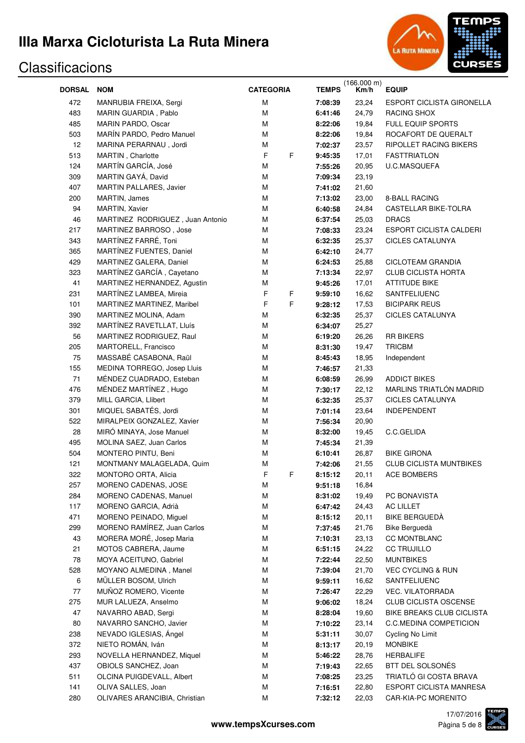# IIIa Marxa Cicloturista La Ruta Minera

## Classificacions

| DORSAL | NOM | CATEGORIA | | TEMPS | (166.000 m) Km/h | EQUIP |
|---|---|---|---|---|---|---|
| 472 | MANRUBIA FREIXA, Sergi | M | | **7:08:39** | 23,24 | ESPORT CICLISTA GIRONELLA |
| 483 | MARIN GUARDIA , Pablo | M | | **6:41:46** | 24,79 | RACING SHOX |
| 485 | MARIN PARDO, Oscar | M | | **8:22:06** | 19,84 | FULL EQUIP SPORTS |
| 503 | MARÍN PARDO, Pedro Manuel | M | | **8:22:06** | 19,84 | ROCAFORT DE QUERALT |
| 12 | MARINA PERARNAU , Jordi | M | | **7:02:37** | 23,57 | RIPOLLET RACING BIKERS |
| 513 | MARTIN , Charlotte | F | F | **9:45:35** | 17,01 | FASTTRIATLON |
| 124 | MARTÍN GARCÍA, José | M | | **7:55:26** | 20,95 | U.C.MASQUEFA |
| 309 | MARTIN GAYÁ, David | M | | **7:09:34** | 23,19 | |
| 407 | MARTIN PALLARES, Javier | M | | **7:41:02** | 21,60 | |
| 200 | MARTIN, James | M | | **7:13:02** | 23,00 | 8-BALL RACING |
| 94 | MARTIN, Xavier | M | | **6:40:58** | 24,84 | CASTELLAR BIKE-TOLRA |
| 46 | MARTINEZ RODRIGUEZ , Juan Antonio | M | | **6:37:54** | 25,03 | DRACS |
| 217 | MARTINEZ BARROSO , Jose | M | | **7:08:33** | 23,24 | ESPORT CICLISTA CALDERI |
| 343 | MARTÍNEZ FARRÉ, Toni | M | | **6:32:35** | 25,37 | CICLES CATALUNYA |
| 365 | MARTÍNEZ FUENTES, Daniel | M | | **6:42:10** | 24,77 | |
| 429 | MARTINEZ GALERA, Daniel | M | | **6:24:53** | 25,88 | CICLOTEAM GRANDIA |
| 323 | MARTÍNEZ GARCÍA , Cayetano | M | | **7:13:34** | 22,97 | CLUB CICLISTA HORTA |
| 41 | MARTINEZ HERNANDEZ, Agustin | M | | **9:45:26** | 17,01 | ATTITUDE BIKE |
| 231 | MARTÍNEZ LAMBEA, Mireia | F | F | **9:59:10** | 16,62 | SANTFELIUENC |
| 101 | MARTINEZ MARTINEZ, Maribel | F | F | **9:28:12** | 17,53 | BICIPARK REUS |
| 390 | MARTINEZ MOLINA, Adam | M | | **6:32:35** | 25,37 | CICLES CATALUNYA |
| 392 | MARTÍNEZ RAVETLLAT, Lluís | M | | **6:34:07** | 25,27 | |
| 56 | MARTINEZ RODRIGUEZ, Raul | M | | **6:19:20** | 26,26 | RR BIKERS |
| 205 | MARTORELL, Francisco | M | | **8:31:30** | 19,47 | TRICBM |
| 75 | MASSABÉ CASABONA, Raül | M | | **8:45:43** | 18,95 | Independent |
| 155 | MEDINA TORREGO, Josep Lluis | M | | **7:46:57** | 21,33 | |
| 71 | MÉNDEZ CUADRADO, Esteban | M | | **6:08:59** | 26,99 | ADDICT BIKES |
| 476 | MÉNDEZ MARTÍNEZ , Hugo | M | | **7:30:17** | 22,12 | MARLINS TRIATLÓN MADRID |
| 379 | MILL GARCIA, Llibert | M | | **6:32:35** | 25,37 | CICLES CATALUNYA |
| 301 | MIQUEL SABATÉS, Jordi | M | | **7:01:14** | 23,64 | INDEPENDENT |
| 522 | MIRALPEIX GONZALEZ, Xavier | M | | **7:56:34** | 20,90 | |
| 28 | MIRÓ MINAYA, Jose Manuel | M | | **8:32:00** | 19,45 | C.C.GELIDA |
| 495 | MOLINA SAEZ, Juan Carlos | M | | **7:45:34** | 21,39 | |
| 504 | MONTERO PINTU, Beni | M | | **6:10:41** | 26,87 | BIKE GIRONA |
| 121 | MONTMANY MALAGELADA, Quim | M | | **7:42:06** | 21,55 | CLUB CICLISTA MUNTBIKES |
| 322 | MONTORO ORTA, Alicia | F | F | **8:15:12** | 20,11 | ACE BOMBERS |
| 257 | MORENO CADENAS, JOSE | M | | **9:51:18** | 16,84 | |
| 284 | MORENO CADENAS, Manuel | M | | **8:31:02** | 19,49 | PC BONAVISTA |
| 117 | MORENO GARCIA, Adrià | M | | **6:47:42** | 24,43 | AC LILLET |
| 471 | MORENO PEINADO, Miguel | M | | **8:15:12** | 20,11 | BIKE BERGUEDÀ |
| 299 | MORENO RAMÍREZ, Juan Carlos | M | | **7:37:45** | 21,76 | Bike Berguedà |
| 43 | MORERA MORÉ, Josep Maria | M | | **7:10:31** | 23,13 | CC MONTBLANC |
| 21 | MOTOS CABRERA, Jaume | M | | **6:51:15** | 24,22 | CC TRUJILLO |
| 78 | MOYA ACEITUNO, Gabriel | M | | **7:22:44** | 22,50 | MUNTBIKES |
| 528 | MOYANO ALMEDINA , Manel | M | | **7:39:04** | 21,70 | VEC CYCLING & RUN |
| 6 | MÜLLER BOSOM, Ulrich | M | | **9:59:11** | 16,62 | SANTFELIUENC |
| 77 | MUÑOZ ROMERO, Vicente | M | | **7:26:47** | 22,29 | VEC. VILATORRADA |
| 275 | MUR LALUEZA, Anselmo | M | | **9:06:02** | 18,24 | CLUB CICLISTA OSCENSE |
| 47 | NAVARRO ABAD, Sergi | M | | **8:28:04** | 19,60 | BIKE BREAKS CLUB CICLISTA |
| 80 | NAVARRO SANCHO, Javier | M | | **7:10:22** | 23,14 | C.C.MEDINA COMPETICION |
| 238 | NEVADO IGLESIAS, Ángel | M | | **5:31:11** | 30,07 | Cycling No Limit |
| 372 | NIETO ROMÁN, Iván | M | | **8:13:17** | 20,19 | MONBIKE |
| 293 | NOVELLA HERNANDEZ, Miquel | M | | **5:46:22** | 28,76 | HERBALIFE |
| 437 | OBIOLS SANCHEZ, Joan | M | | **7:19:43** | 22,65 | BTT DEL SOLSONÉS |
| 511 | OLCINA PUIGDEVALL, Albert | M | | **7:08:25** | 23,25 | TRIATLÓ GI COSTA BRAVA |
| 141 | OLIVA SALLES, Joan | M | | **7:16:51** | 22,80 | ESPORT CICLISTA MANRESA |
| 280 | OLIVARES ARANCIBIA, Christian | M | | **7:32:12** | 22,03 | CAR-KIA-PC MORENITO |

www.tempsXcurses.com

17/07/2016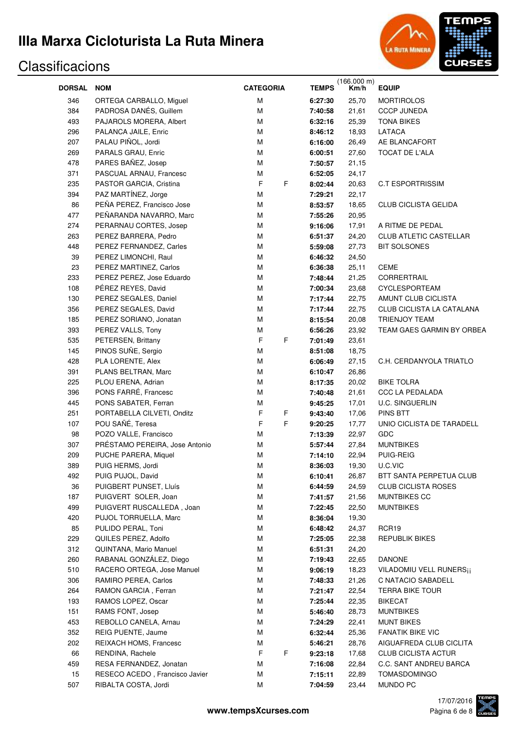# IIIa Marxa Cicloturista La Ruta Minera

## Classificacions

| DORSAL | NOM | CATEGORIA | | TEMPS | (166.000 m) Km/h | EQUIP |
|---|---|---|---|---|---|---|
| 346 | ORTEGA CARBALLO, Miguel | M | | **6:27:30** | 25,70 | MORTIROLOS |
| 384 | PADROSA DANÉS, Guillem | M | | **7:40:58** | 21,61 | CCCP JUNEDA |
| 493 | PAJAROLS MORERA, Albert | M | | **6:32:16** | 25,39 | TONA BIKES |
| 296 | PALANCA JAILE, Enric | M | | **8:46:12** | 18,93 | LATACA |
| 207 | PALAU PIÑOL, Jordi | M | | **6:16:00** | 26,49 | AE BLANCAFORT |
| 269 | PARALS GRAU, Enric | M | | **6:00:51** | 27,60 | TOCAT DE L'ALA |
| 478 | PARES BAÑEZ, Josep | M | | **7:50:57** | 21,15 | |
| 371 | PASCUAL ARNAU, Francesc | M | | **6:52:05** | 24,17 | |
| 235 | PASTOR GARCIA, Cristina | F | F | **8:02:44** | 20,63 | C.T ESPORTRISSIM |
| 394 | PAZ MARTÍNEZ, Jorge | M | | **7:29:21** | 22,17 | |
| 86 | PEÑA PEREZ, Francisco Jose | M | | **8:53:57** | 18,65 | CLUB CICLISTA GELIDA |
| 477 | PEÑARANDA NAVARRO, Marc | M | | **7:55:26** | 20,95 | |
| 274 | PERARNAU CORTES, Josep | M | | **9:16:06** | 17,91 | A RITME DE PEDAL |
| 263 | PEREZ BARRERA, Pedro | M | | **6:51:37** | 24,20 | CLUB ATLETIC CASTELLAR |
| 448 | PEREZ FERNANDEZ, Carles | M | | **5:59:08** | 27,73 | BIT SOLSONES |
| 39 | PEREZ LIMONCHI, Raul | M | | **6:46:32** | 24,50 | |
| 23 | PEREZ MARTINEZ, Carlos | M | | **6:36:38** | 25,11 | CEME |
| 233 | PEREZ PEREZ, Jose Eduardo | M | | **7:48:44** | 21,25 | CORRERTRAIL |
| 108 | PÉREZ REYES, David | M | | **7:00:34** | 23,68 | CYCLESPORTEAM |
| 130 | PEREZ SEGALES, Daniel | M | | **7:17:44** | 22,75 | AMUNT CLUB CICLISTA |
| 356 | PEREZ SEGALES, David | M | | **7:17:44** | 22,75 | CLUB CICLISTA LA CATALANA |
| 185 | PEREZ SORIANO, Jonatan | M | | **8:15:54** | 20,08 | TRIENJOY TEAM |
| 393 | PEREZ VALLS, Tony | M | | **6:56:26** | 23,92 | TEAM GAES GARMIN BY ORBEA |
| 535 | PETERSEN, Brittany | F | F | **7:01:49** | 23,61 | |
| 145 | PINOS SUÑE, Sergio | M | | **8:51:08** | 18,75 | |
| 428 | PLA LORENTE, Alex | M | | **6:06:49** | 27,15 | C.H. CERDANYOLA TRIATLO |
| 391 | PLANS BELTRAN, Marc | M | | **6:10:47** | 26,86 | |
| 225 | PLOU ERENA, Adrian | M | | **8:17:35** | 20,02 | BIKE TOLRA |
| 396 | PONS FARRÉ, Francesc | M | | **7:40:48** | 21,61 | CCC LA PEDALADA |
| 445 | PONS SABATER, Ferran | M | | **9:45:25** | 17,01 | U.C. SINGUERLIN |
| 251 | PORTABELLA CILVETI, Onditz | F | F | **9:43:40** | 17,06 | PINS BTT |
| 107 | POU SAÑÉ, Teresa | F | F | **9:20:25** | 17,77 | UNIO CICLISTA DE TARADELL |
| 98 | POZO VALLE, Francisco | M | | **7:13:39** | 22,97 | GDC |
| 307 | PRÉSTAMO PEREIRA, Jose Antonio | M | | **5:57:44** | 27,84 | MUNTBIKES |
| 209 | PUCHE PARERA, Miquel | M | | **7:14:10** | 22,94 | PUIG-REIG |
| 389 | PUIG HERMS, Jordi | M | | **8:36:03** | 19,30 | U.C.VIC |
| 492 | PUIG PUJOL, David | M | | **6:10:41** | 26,87 | BTT SANTA PERPETUA CLUB |
| 36 | PUIGBERT PUNSET, Lluís | M | | **6:44:59** | 24,59 | CLUB CICLISTA ROSES |
| 187 | PUIGVERT SOLER, Joan | M | | **7:41:57** | 21,56 | MUNTBIKES CC |
| 499 | PUIGVERT RUSCALLEDA , Joan | M | | **7:22:45** | 22,50 | MUNTBIKES |
| 420 | PUJOL TORRUELLA, Marc | M | | **8:36:04** | 19,30 | |
| 85 | PULIDO PERAL, Toni | M | | **6:48:42** | 24,37 | RCR19 |
| 229 | QUILES PEREZ, Adolfo | M | | **7:25:05** | 22,38 | REPUBLIK BIKES |
| 312 | QUINTANA, Mario Manuel | M | | **6:51:31** | 24,20 | |
| 260 | RABANAL GONZÁLEZ, Diego | M | | **7:19:43** | 22,65 | DANONE |
| 510 | RACERO ORTEGA, Jose Manuel | M | | **9:06:19** | 18,23 | VILADOMIU VELL RUNERS¡¡ |
| 306 | RAMIRO PEREA, Carlos | M | | **7:48:33** | 21,26 | C NATACIO SABADELL |
| 264 | RAMON GARCIA , Ferran | M | | **7:21:47** | 22,54 | TERRA BIKE TOUR |
| 193 | RAMOS LOPEZ, Oscar | M | | **7:25:44** | 22,35 | BIKECAT |
| 151 | RAMS FONT, Josep | M | | **5:46:40** | 28,73 | MUNTBIKES |
| 453 | REBOLLO CANELA, Arnau | M | | **7:24:29** | 22,41 | MUNT BIKES |
| 352 | REIG PUENTE, Jaume | M | | **6:32:44** | 25,36 | FANATIK BIKE VIC |
| 202 | REIXACH HOMS, Francesc | M | | **5:46:21** | 28,76 | AIGUAFREDA CLUB CICLITA |
| 66 | RENDINA, Rachele | F | F | **9:23:18** | 17,68 | CLUB CICLISTA ACTUR |
| 459 | RESA FERNANDEZ, Jonatan | M | | **7:16:08** | 22,84 | C.C. SANT ANDREU BARCA |
| 15 | RESECO ACEDO , Francisco Javier | M | | **7:15:11** | 22,89 | TOMASDOMINGO |
| 507 | RIBALTA COSTA, Jordi | M | | **7:04:59** | 23,44 | MUNDO PC |

www.tempsXcurses.com

17/07/2016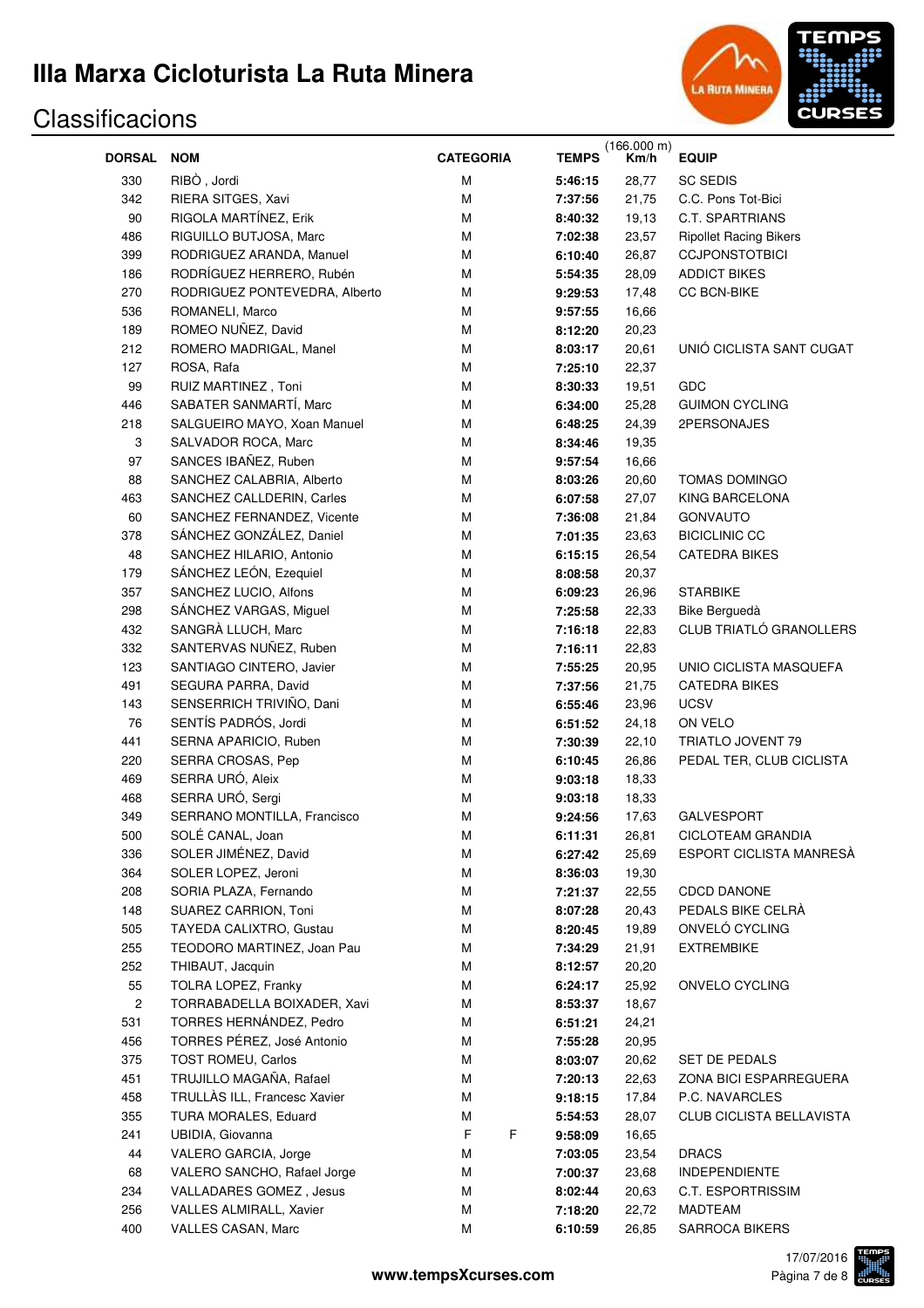# IIIa Marxa Cicloturista La Ruta Minera

## Classificacions

| DORSAL | NOM | CATEGORIA | | TEMPS | (166.000 m) Km/h | EQUIP |
|---|---|---|---|---|---|---|
| 330 | RIBÒ , Jordi | M | | **5:46:15** | 28,77 | SC SEDIS |
| 342 | RIERA SITGES, Xavi | M | | **7:37:56** | 21,75 | C.C. Pons Tot-Bici |
| 90 | RIGOLA MARTÍNEZ, Erik | M | | **8:40:32** | 19,13 | C.T. SPARTRIANS |
| 486 | RIGUILLO BUTJOSA, Marc | M | | **7:02:38** | 23,57 | Ripollet Racing Bikers |
| 399 | RODRIGUEZ ARANDA, Manuel | M | | **6:10:40** | 26,87 | CCJPONSTOTBICI |
| 186 | RODRÍGUEZ HERRERO, Rubén | M | | **5:54:35** | 28,09 | ADDICT BIKES |
| 270 | RODRIGUEZ PONTEVEDRA, Alberto | M | | **9:29:53** | 17,48 | CC BCN-BIKE |
| 536 | ROMANELI, Marco | M | | **9:57:55** | 16,66 | |
| 189 | ROMEO NUÑEZ, David | M | | **8:12:20** | 20,23 | |
| 212 | ROMERO MADRIGAL, Manel | M | | **8:03:17** | 20,61 | UNIÓ CICLISTA SANT CUGAT |
| 127 | ROSA, Rafa | M | | **7:25:10** | 22,37 | |
| 99 | RUIZ MARTINEZ , Toni | M | | **8:30:33** | 19,51 | GDC |
| 446 | SABATER SANMARTÍ, Marc | M | | **6:34:00** | 25,28 | GUIMON CYCLING |
| 218 | SALGUEIRO MAYO, Xoan Manuel | M | | **6:48:25** | 24,39 | 2PERSONAJES |
| 3 | SALVADOR ROCA, Marc | M | | **8:34:46** | 19,35 | |
| 97 | SANCES IBAÑEZ, Ruben | M | | **9:57:54** | 16,66 | |
| 88 | SANCHEZ CALABRIA, Alberto | M | | **8:03:26** | 20,60 | TOMAS DOMINGO |
| 463 | SANCHEZ CALLDERIN, Carles | M | | **6:07:58** | 27,07 | KING BARCELONA |
| 60 | SANCHEZ FERNANDEZ, Vicente | M | | **7:36:08** | 21,84 | GONVAUTO |
| 378 | SÁNCHEZ GONZÁLEZ, Daniel | M | | **7:01:35** | 23,63 | BICICLINIC CC |
| 48 | SANCHEZ HILARIO, Antonio | M | | **6:15:15** | 26,54 | CATEDRA BIKES |
| 179 | SÁNCHEZ LEÓN, Ezequiel | M | | **8:08:58** | 20,37 | |
| 357 | SANCHEZ LUCIO, Alfons | M | | **6:09:23** | 26,96 | STARBIKE |
| 298 | SÁNCHEZ VARGAS, Miguel | M | | **7:25:58** | 22,33 | Bike Berguedà |
| 432 | SANGRÀ LLUCH, Marc | M | | **7:16:18** | 22,83 | CLUB TRIATLÓ GRANOLLERS |
| 332 | SANTERVAS NUÑEZ, Ruben | M | | **7:16:11** | 22,83 | |
| 123 | SANTIAGO CINTERO, Javier | M | | **7:55:25** | 20,95 | UNIO CICLISTA MASQUEFA |
| 491 | SEGURA PARRA, David | M | | **7:37:56** | 21,75 | CATEDRA BIKES |
| 143 | SENSERRICH TRIVIÑO, Dani | M | | **6:55:46** | 23,96 | UCSV |
| 76 | SENTÍS PADRÓS, Jordi | M | | **6:51:52** | 24,18 | ON VELO |
| 441 | SERNA APARICIO, Ruben | M | | **7:30:39** | 22,10 | TRIATLO JOVENT 79 |
| 220 | SERRA CROSAS, Pep | M | | **6:10:45** | 26,86 | PEDAL TER, CLUB CICLISTA |
| 469 | SERRA URÓ, Aleix | M | | **9:03:18** | 18,33 | |
| 468 | SERRA URÓ, Sergi | M | | **9:03:18** | 18,33 | |
| 349 | SERRANO MONTILLA, Francisco | M | | **9:24:56** | 17,63 | GALVESPORT |
| 500 | SOLÉ CANAL, Joan | M | | **6:11:31** | 26,81 | CICLOTEAM GRANDIA |
| 336 | SOLER JIMÉNEZ, David | M | | **6:27:42** | 25,69 | ESPORT CICLISTA MANRESÀ |
| 364 | SOLER LOPEZ, Jeroni | M | | **8:36:03** | 19,30 | |
| 208 | SORIA PLAZA, Fernando | M | | **7:21:37** | 22,55 | CDCD DANONE |
| 148 | SUAREZ CARRION, Toni | M | | **8:07:28** | 20,43 | PEDALS BIKE CELRÀ |
| 505 | TAYEDA CALIXTRO, Gustau | M | | **8:20:45** | 19,89 | ONVELÓ CYCLING |
| 255 | TEODORO MARTINEZ, Joan Pau | M | | **7:34:29** | 21,91 | EXTREMBIKE |
| 252 | THIBAUT, Jacquin | M | | **8:12:57** | 20,20 | |
| 55 | TOLRA LOPEZ, Franky | M | | **6:24:17** | 25,92 | ONVELO CYCLING |
| 2 | TORRABADELLA BOIXADER, Xavi | M | | **8:53:37** | 18,67 | |
| 531 | TORRES HERNÁNDEZ, Pedro | M | | **6:51:21** | 24,21 | |
| 456 | TORRES PÉREZ, José Antonio | M | | **7:55:28** | 20,95 | |
| 375 | TOST ROMEU, Carlos | M | | **8:03:07** | 20,62 | SET DE PEDALS |
| 451 | TRUJILLO MAGAÑA, Rafael | M | | **7:20:13** | 22,63 | ZONA BICI ESPARREGUERA |
| 458 | TRULLÀS ILL, Francesc Xavier | M | | **9:18:15** | 17,84 | P.C. NAVARCLES |
| 355 | TURA MORALES, Eduard | M | | **5:54:53** | 28,07 | CLUB CICLISTA BELLAVISTA |
| 241 | UBIDIA, Giovanna | F | F | **9:58:09** | 16,65 | |
| 44 | VALERO GARCIA, Jorge | M | | **7:03:05** | 23,54 | DRACS |
| 68 | VALERO SANCHO, Rafael Jorge | M | | **7:00:37** | 23,68 | INDEPENDIENTE |
| 234 | VALLADARES GOMEZ , Jesus | M | | **8:02:44** | 20,63 | C.T. ESPORTRISSIM |
| 256 | VALLES ALMIRALL, Xavier | M | | **7:18:20** | 22,72 | MADTEAM |
| 400 | VALLES CASAN, Marc | M | | **6:10:59** | 26,85 | SARROCA BIKERS |

**www.tempsXcurses.com**

17/07/2016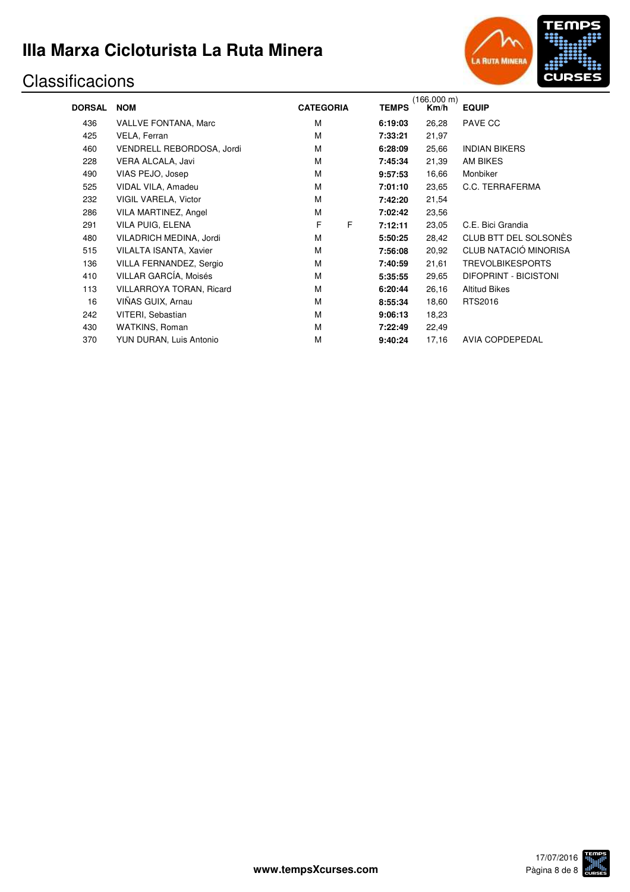# IIIa Marxa Cicloturista La Ruta Minera

## Classificacions

| DORSAL | NOM | CATEGORIA | | TEMPS | (166.000 m) Km/h | EQUIP |
|---|---|---|---|---|---|---|
| 436 | VALLVE FONTANA, Marc | M | | **6:19:03** | 26,28 | PAVE CC |
| 425 | VELA, Ferran | M | | **7:33:21** | 21,97 | |
| 460 | VENDRELL REBORDOSA, Jordi | M | | **6:28:09** | 25,66 | INDIAN BIKERS |
| 228 | VERA ALCALA, Javi | M | | **7:45:34** | 21,39 | AM BIKES |
| 490 | VIAS PEJO, Josep | M | | **9:57:53** | 16,66 | Monbiker |
| 525 | VIDAL VILA, Amadeu | M | | **7:01:10** | 23,65 | C.C. TERRAFERMA |
| 232 | VIGIL VARELA, Victor | M | | **7:42:20** | 21,54 | |
| 286 | VILA MARTINEZ, Angel | M | | **7:02:42** | 23,56 | |
| 291 | VILA PUIG, ELENA | F | F | **7:12:11** | 23,05 | C.E. Bici Grandia |
| 480 | VILADRICH MEDINA, Jordi | M | | **5:50:25** | 28,42 | CLUB BTT DEL SOLSONÈS |
| 515 | VILALTA ISANTA, Xavier | M | | **7:56:08** | 20,92 | CLUB NATACIÓ MINORISA |
| 136 | VILLA FERNANDEZ, Sergio | M | | **7:40:59** | 21,61 | TREVOLBIKESPORTS |
| 410 | VILLAR GARCÍA, Moisés | M | | **5:35:55** | 29,65 | DIFOPRINT - BICISTONI |
| 113 | VILLARROYA TORAN, Ricard | M | | **6:20:44** | 26,16 | Altitud Bikes |
| 16 | VIÑAS GUIX, Arnau | M | | **8:55:34** | 18,60 | RTS2016 |
| 242 | VITERI, Sebastian | M | | **9:06:13** | 18,23 | |
| 430 | WATKINS, Roman | M | | **7:22:49** | 22,49 | |
| 370 | YUN DURAN, Luis Antonio | M | | **9:40:24** | 17,16 | AVIA COPDEPEDAL |

www.tempsXcurses.com

17/07/2016